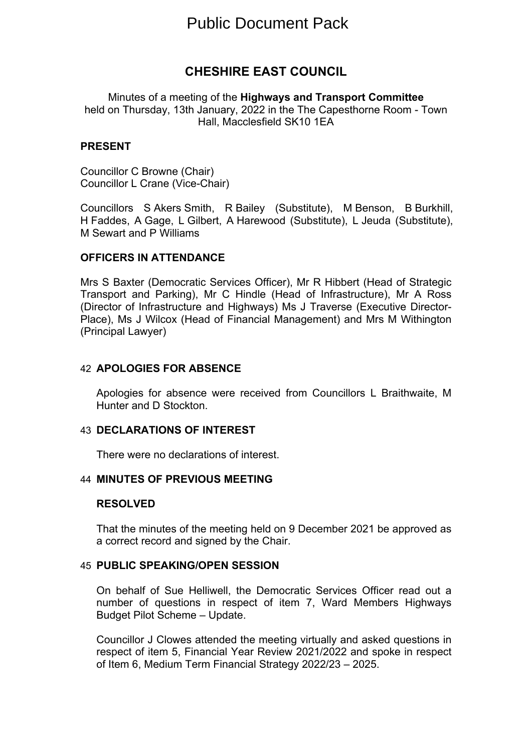# Public Document Pack

## CHESHIRE EAST COUNCIL

Minutes of a meeting of the **Highways and Transport Committee** held on Thursday, 13th January, 2022 in the The Capesthorne Room - Town Hall, Macclesfield SK10 1EA

### PRESENT

Councillor C Browne (Chair)
Councillor L Crane (Vice-Chair)

Councillors S Akers Smith, R Bailey (Substitute), M Benson, B Burkhill, H Faddes, A Gage, L Gilbert, A Harewood (Substitute), L Jeuda (Substitute), M Sewart and P Williams

### OFFICERS IN ATTENDANCE

Mrs S Baxter (Democratic Services Officer), Mr R Hibbert (Head of Strategic Transport and Parking), Mr C Hindle (Head of Infrastructure), Mr A Ross (Director of Infrastructure and Highways) Ms J Traverse (Executive Director-Place), Ms J Wilcox (Head of Financial Management) and Mrs M Withington (Principal Lawyer)

### 42 APOLOGIES FOR ABSENCE

Apologies for absence were received from Councillors L Braithwaite, M Hunter and D Stockton.

### 43 DECLARATIONS OF INTEREST

There were no declarations of interest.

### 44 MINUTES OF PREVIOUS MEETING

**RESOLVED**

That the minutes of the meeting held on 9 December 2021 be approved as a correct record and signed by the Chair.

### 45 PUBLIC SPEAKING/OPEN SESSION

On behalf of Sue Helliwell, the Democratic Services Officer read out a number of questions in respect of item 7, Ward Members Highways Budget Pilot Scheme – Update.

Councillor J Clowes attended the meeting virtually and asked questions in respect of item 5, Financial Year Review 2021/2022 and spoke in respect of Item 6, Medium Term Financial Strategy 2022/23 – 2025.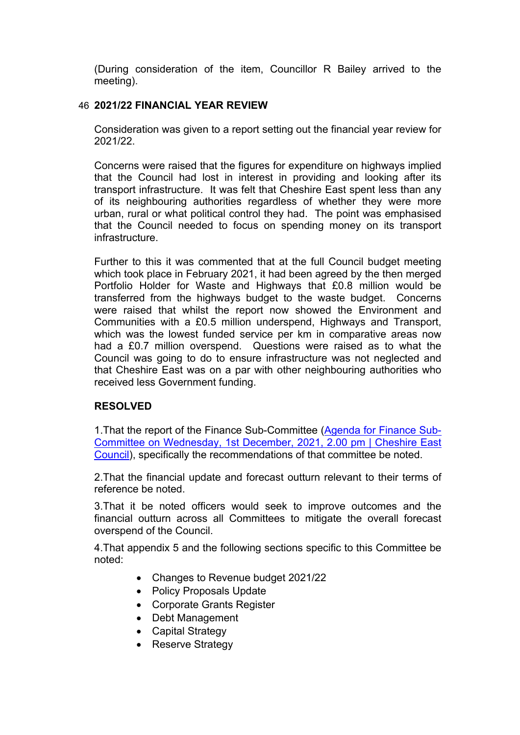(During consideration of the item, Councillor R Bailey arrived to the meeting).

## 46 2021/22 FINANCIAL YEAR REVIEW

Consideration was given to a report setting out the financial year review for 2021/22.

Concerns were raised that the figures for expenditure on highways implied that the Council had lost in interest in providing and looking after its transport infrastructure. It was felt that Cheshire East spent less than any of its neighbouring authorities regardless of whether they were more urban, rural or what political control they had. The point was emphasised that the Council needed to focus on spending money on its transport infrastructure.

Further to this it was commented that at the full Council budget meeting which took place in February 2021, it had been agreed by the then merged Portfolio Holder for Waste and Highways that £0.8 million would be transferred from the highways budget to the waste budget. Concerns were raised that whilst the report now showed the Environment and Communities with a £0.5 million underspend, Highways and Transport, which was the lowest funded service per km in comparative areas now had a £0.7 million overspend. Questions were raised as to what the Council was going to do to ensure infrastructure was not neglected and that Cheshire East was on a par with other neighbouring authorities who received less Government funding.

**RESOLVED**

1.That the report of the Finance Sub-Committee (Agenda for Finance Sub-Committee on Wednesday, 1st December, 2021, 2.00 pm | Cheshire East Council), specifically the recommendations of that committee be noted.

2.That the financial update and forecast outturn relevant to their terms of reference be noted.

3.That it be noted officers would seek to improve outcomes and the financial outturn across all Committees to mitigate the overall forecast overspend of the Council.

4.That appendix 5 and the following sections specific to this Committee be noted:

- Changes to Revenue budget 2021/22
- Policy Proposals Update
- Corporate Grants Register
- Debt Management
- Capital Strategy
- Reserve Strategy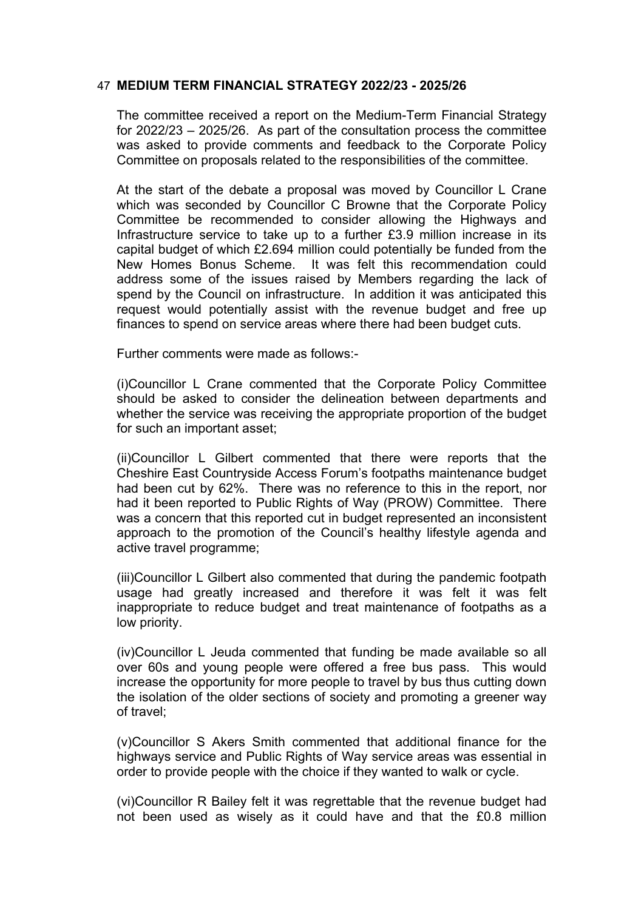## 47 MEDIUM TERM FINANCIAL STRATEGY 2022/23 - 2025/26

The committee received a report on the Medium-Term Financial Strategy for 2022/23 – 2025/26. As part of the consultation process the committee was asked to provide comments and feedback to the Corporate Policy Committee on proposals related to the responsibilities of the committee.

At the start of the debate a proposal was moved by Councillor L Crane which was seconded by Councillor C Browne that the Corporate Policy Committee be recommended to consider allowing the Highways and Infrastructure service to take up to a further £3.9 million increase in its capital budget of which £2.694 million could potentially be funded from the New Homes Bonus Scheme. It was felt this recommendation could address some of the issues raised by Members regarding the lack of spend by the Council on infrastructure. In addition it was anticipated this request would potentially assist with the revenue budget and free up finances to spend on service areas where there had been budget cuts.

Further comments were made as follows:-

(i)Councillor L Crane commented that the Corporate Policy Committee should be asked to consider the delineation between departments and whether the service was receiving the appropriate proportion of the budget for such an important asset;

(ii)Councillor L Gilbert commented that there were reports that the Cheshire East Countryside Access Forum's footpaths maintenance budget had been cut by 62%. There was no reference to this in the report, nor had it been reported to Public Rights of Way (PROW) Committee. There was a concern that this reported cut in budget represented an inconsistent approach to the promotion of the Council's healthy lifestyle agenda and active travel programme;

(iii)Councillor L Gilbert also commented that during the pandemic footpath usage had greatly increased and therefore it was felt it was felt inappropriate to reduce budget and treat maintenance of footpaths as a low priority.

(iv)Councillor L Jeuda commented that funding be made available so all over 60s and young people were offered a free bus pass. This would increase the opportunity for more people to travel by bus thus cutting down the isolation of the older sections of society and promoting a greener way of travel;

(v)Councillor S Akers Smith commented that additional finance for the highways service and Public Rights of Way service areas was essential in order to provide people with the choice if they wanted to walk or cycle.

(vi)Councillor R Bailey felt it was regrettable that the revenue budget had not been used as wisely as it could have and that the £0.8 million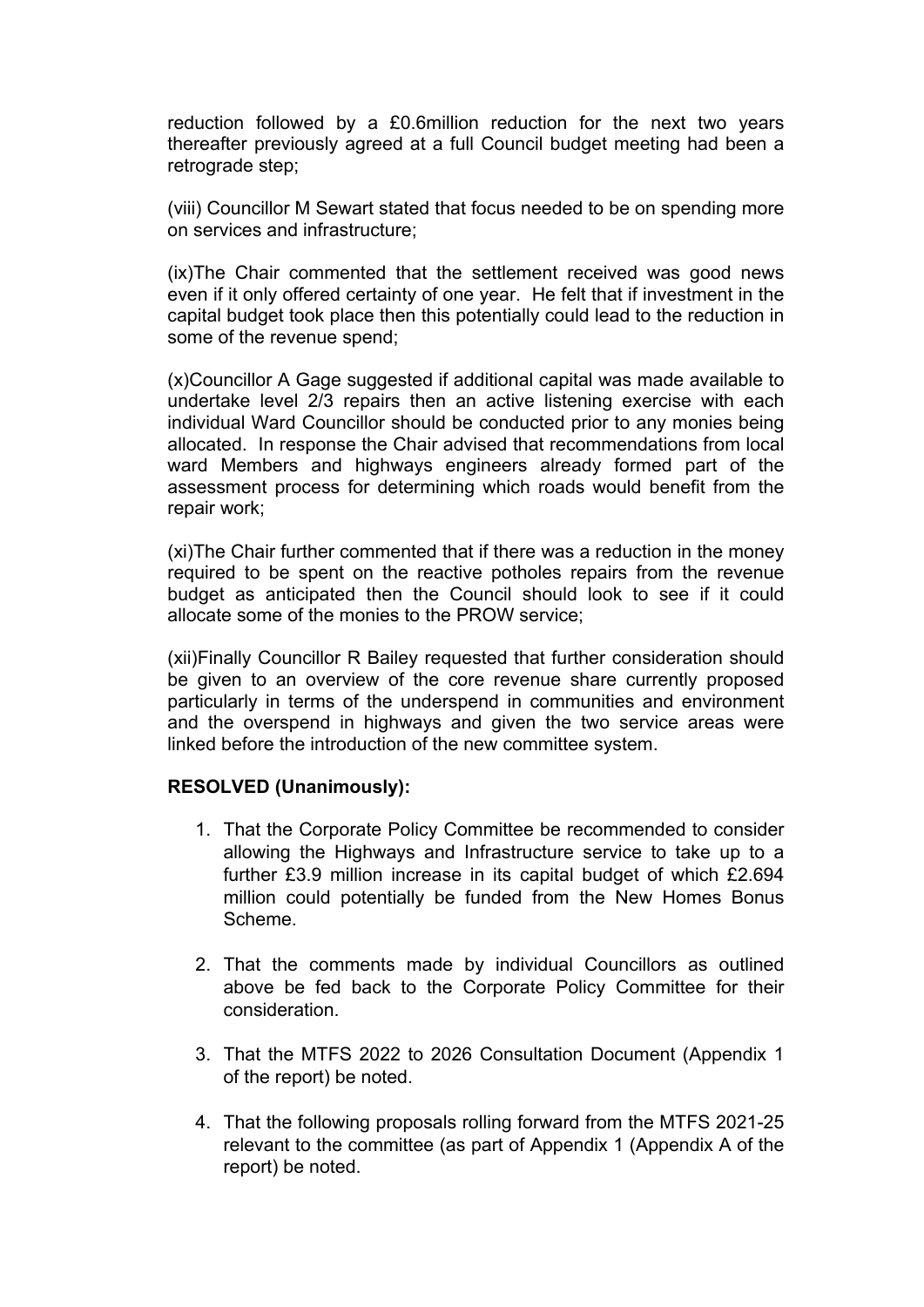reduction followed by a £0.6million reduction for the next two years thereafter previously agreed at a full Council budget meeting had been a retrograde step;

(viii) Councillor M Sewart stated that focus needed to be on spending more on services and infrastructure;

(ix)The Chair commented that the settlement received was good news even if it only offered certainty of one year. He felt that if investment in the capital budget took place then this potentially could lead to the reduction in some of the revenue spend;

(x)Councillor A Gage suggested if additional capital was made available to undertake level 2/3 repairs then an active listening exercise with each individual Ward Councillor should be conducted prior to any monies being allocated. In response the Chair advised that recommendations from local ward Members and highways engineers already formed part of the assessment process for determining which roads would benefit from the repair work;

(xi)The Chair further commented that if there was a reduction in the money required to be spent on the reactive potholes repairs from the revenue budget as anticipated then the Council should look to see if it could allocate some of the monies to the PROW service;

(xii)Finally Councillor R Bailey requested that further consideration should be given to an overview of the core revenue share currently proposed particularly in terms of the underspend in communities and environment and the overspend in highways and given the two service areas were linked before the introduction of the new committee system.

**RESOLVED (Unanimously):**

1. That the Corporate Policy Committee be recommended to consider allowing the Highways and Infrastructure service to take up to a further £3.9 million increase in its capital budget of which £2.694 million could potentially be funded from the New Homes Bonus Scheme.

2. That the comments made by individual Councillors as outlined above be fed back to the Corporate Policy Committee for their consideration.

3. That the MTFS 2022 to 2026 Consultation Document (Appendix 1 of the report) be noted.

4. That the following proposals rolling forward from the MTFS 2021-25 relevant to the committee (as part of Appendix 1 (Appendix A of the report) be noted.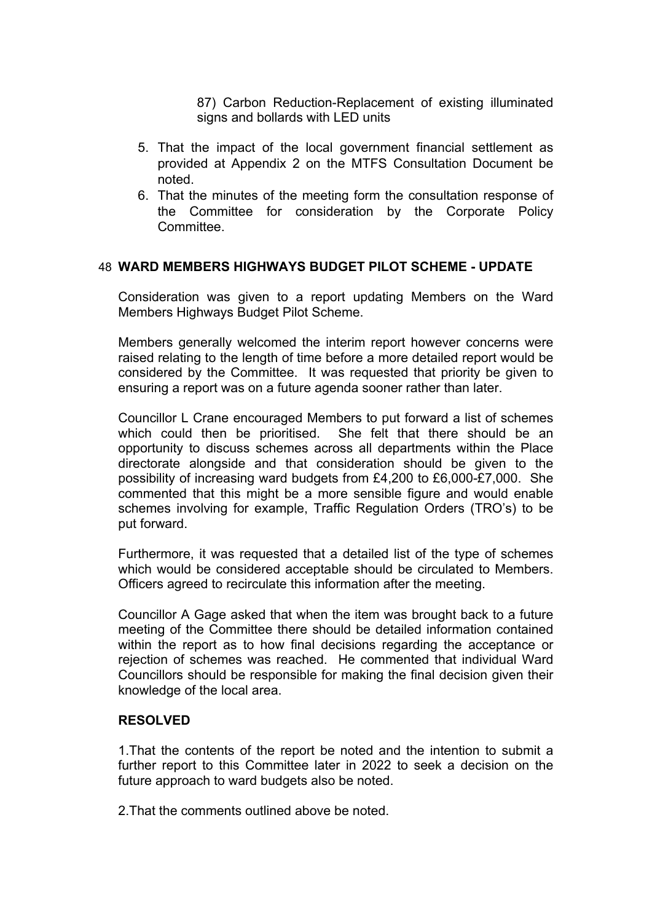87) Carbon Reduction-Replacement of existing illuminated signs and bollards with LED units

5. That the impact of the local government financial settlement as provided at Appendix 2 on the MTFS Consultation Document be noted.
6. That the minutes of the meeting form the consultation response of the Committee for consideration by the Corporate Policy Committee.

## 48 WARD MEMBERS HIGHWAYS BUDGET PILOT SCHEME - UPDATE

Consideration was given to a report updating Members on the Ward Members Highways Budget Pilot Scheme.

Members generally welcomed the interim report however concerns were raised relating to the length of time before a more detailed report would be considered by the Committee. It was requested that priority be given to ensuring a report was on a future agenda sooner rather than later.

Councillor L Crane encouraged Members to put forward a list of schemes which could then be prioritised. She felt that there should be an opportunity to discuss schemes across all departments within the Place directorate alongside and that consideration should be given to the possibility of increasing ward budgets from £4,200 to £6,000-£7,000. She commented that this might be a more sensible figure and would enable schemes involving for example, Traffic Regulation Orders (TRO's) to be put forward.

Furthermore, it was requested that a detailed list of the type of schemes which would be considered acceptable should be circulated to Members. Officers agreed to recirculate this information after the meeting.

Councillor A Gage asked that when the item was brought back to a future meeting of the Committee there should be detailed information contained within the report as to how final decisions regarding the acceptance or rejection of schemes was reached. He commented that individual Ward Councillors should be responsible for making the final decision given their knowledge of the local area.

**RESOLVED**

1.That the contents of the report be noted and the intention to submit a further report to this Committee later in 2022 to seek a decision on the future approach to ward budgets also be noted.

2.That the comments outlined above be noted.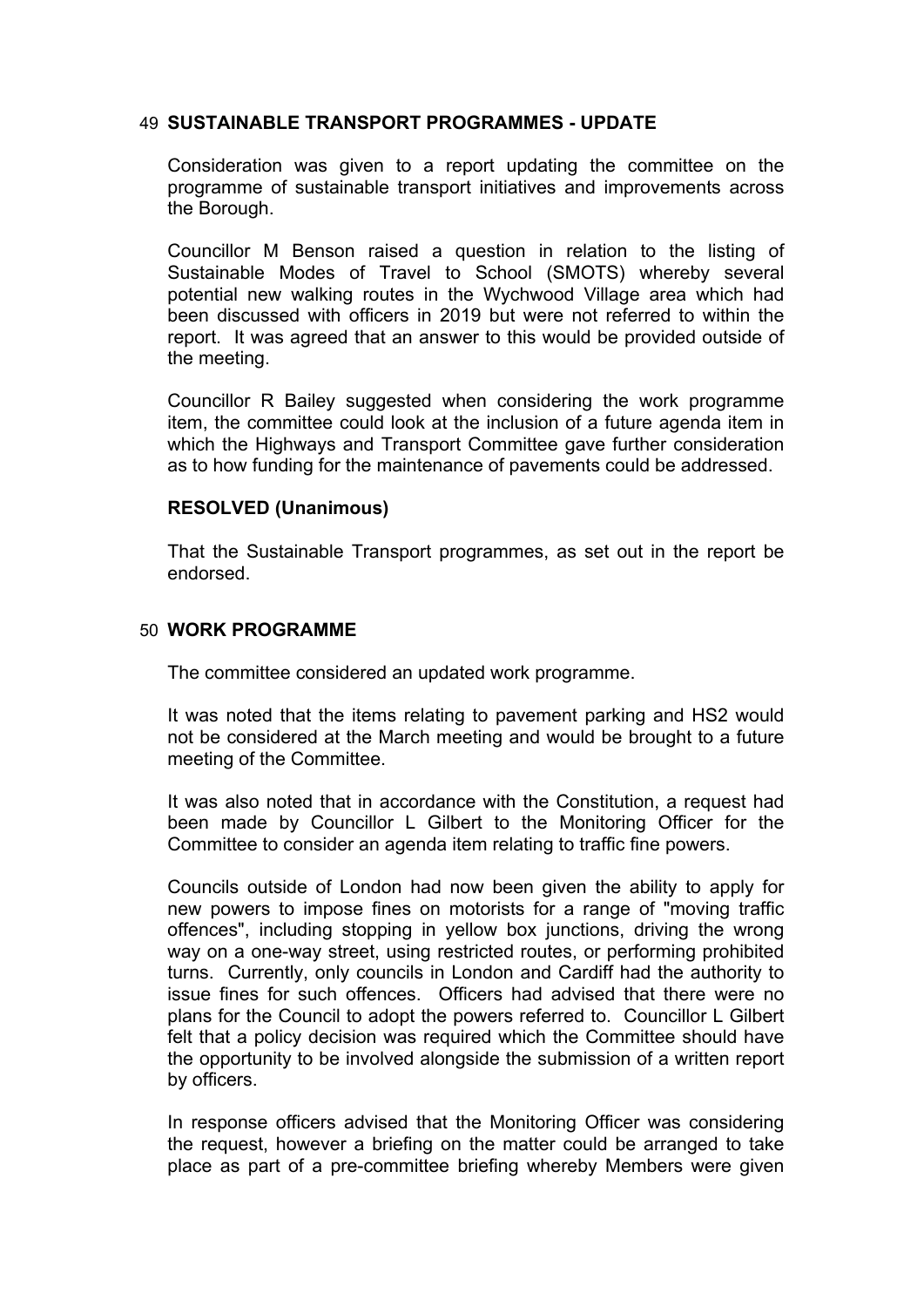## 49 SUSTAINABLE TRANSPORT PROGRAMMES - UPDATE

Consideration was given to a report updating the committee on the programme of sustainable transport initiatives and improvements across the Borough.

Councillor M Benson raised a question in relation to the listing of Sustainable Modes of Travel to School (SMOTS) whereby several potential new walking routes in the Wychwood Village area which had been discussed with officers in 2019 but were not referred to within the report. It was agreed that an answer to this would be provided outside of the meeting.

Councillor R Bailey suggested when considering the work programme item, the committee could look at the inclusion of a future agenda item in which the Highways and Transport Committee gave further consideration as to how funding for the maintenance of pavements could be addressed.

**RESOLVED (Unanimous)**

That the Sustainable Transport programmes, as set out in the report be endorsed.

## 50 WORK PROGRAMME

The committee considered an updated work programme.

It was noted that the items relating to pavement parking and HS2 would not be considered at the March meeting and would be brought to a future meeting of the Committee.

It was also noted that in accordance with the Constitution, a request had been made by Councillor L Gilbert to the Monitoring Officer for the Committee to consider an agenda item relating to traffic fine powers.

Councils outside of London had now been given the ability to apply for new powers to impose fines on motorists for a range of "moving traffic offences", including stopping in yellow box junctions, driving the wrong way on a one-way street, using restricted routes, or performing prohibited turns. Currently, only councils in London and Cardiff had the authority to issue fines for such offences. Officers had advised that there were no plans for the Council to adopt the powers referred to. Councillor L Gilbert felt that a policy decision was required which the Committee should have the opportunity to be involved alongside the submission of a written report by officers.

In response officers advised that the Monitoring Officer was considering the request, however a briefing on the matter could be arranged to take place as part of a pre-committee briefing whereby Members were given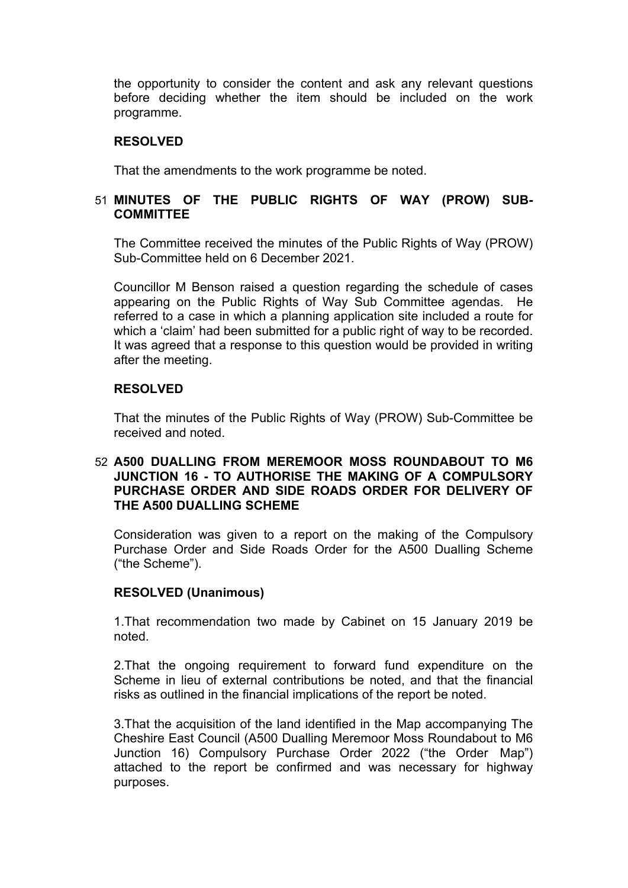the opportunity to consider the content and ask any relevant questions before deciding whether the item should be included on the work programme.

**RESOLVED**

That the amendments to the work programme be noted.

## 51 MINUTES OF THE PUBLIC RIGHTS OF WAY (PROW) SUB-COMMITTEE

The Committee received the minutes of the Public Rights of Way (PROW) Sub-Committee held on 6 December 2021.

Councillor M Benson raised a question regarding the schedule of cases appearing on the Public Rights of Way Sub Committee agendas. He referred to a case in which a planning application site included a route for which a 'claim' had been submitted for a public right of way to be recorded. It was agreed that a response to this question would be provided in writing after the meeting.

**RESOLVED**

That the minutes of the Public Rights of Way (PROW) Sub-Committee be received and noted.

## 52 A500 DUALLING FROM MEREMOOR MOSS ROUNDABOUT TO M6 JUNCTION 16 - TO AUTHORISE THE MAKING OF A COMPULSORY PURCHASE ORDER AND SIDE ROADS ORDER FOR DELIVERY OF THE A500 DUALLING SCHEME

Consideration was given to a report on the making of the Compulsory Purchase Order and Side Roads Order for the A500 Dualling Scheme ("the Scheme").

**RESOLVED (Unanimous)**

1.That recommendation two made by Cabinet on 15 January 2019 be noted.

2.That the ongoing requirement to forward fund expenditure on the Scheme in lieu of external contributions be noted, and that the financial risks as outlined in the financial implications of the report be noted.

3.That the acquisition of the land identified in the Map accompanying The Cheshire East Council (A500 Dualling Meremoor Moss Roundabout to M6 Junction 16) Compulsory Purchase Order 2022 ("the Order Map") attached to the report be confirmed and was necessary for highway purposes.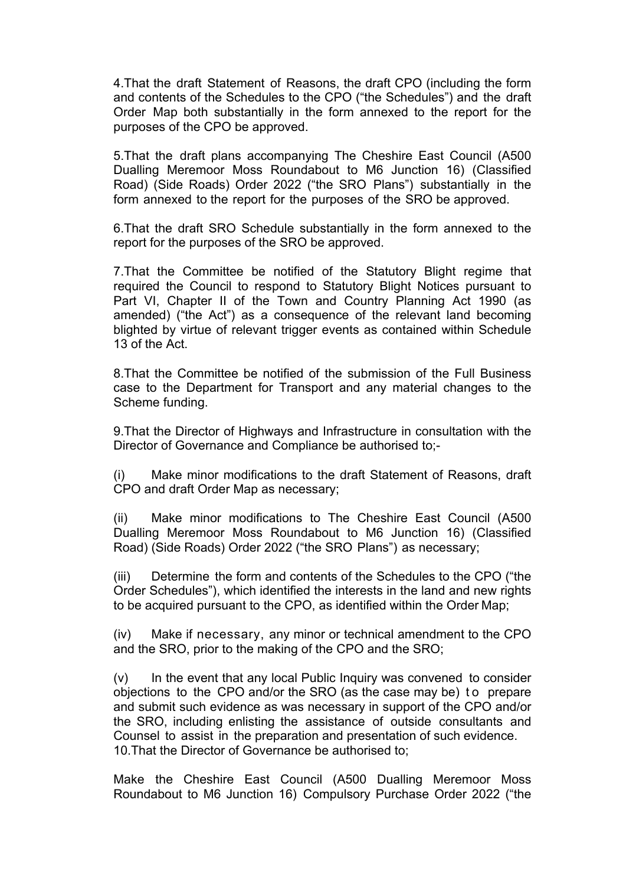4.That the draft Statement of Reasons, the draft CPO (including the form and contents of the Schedules to the CPO ("the Schedules") and the draft Order Map both substantially in the form annexed to the report for the purposes of the CPO be approved.

5.That the draft plans accompanying The Cheshire East Council (A500 Dualling Meremoor Moss Roundabout to M6 Junction 16) (Classified Road) (Side Roads) Order 2022 ("the SRO Plans") substantially in the form annexed to the report for the purposes of the SRO be approved.

6.That the draft SRO Schedule substantially in the form annexed to the report for the purposes of the SRO be approved.

7.That the Committee be notified of the Statutory Blight regime that required the Council to respond to Statutory Blight Notices pursuant to Part VI, Chapter II of the Town and Country Planning Act 1990 (as amended) ("the Act") as a consequence of the relevant land becoming blighted by virtue of relevant trigger events as contained within Schedule 13 of the Act.

8.That the Committee be notified of the submission of the Full Business case to the Department for Transport and any material changes to the Scheme funding.

9.That the Director of Highways and Infrastructure in consultation with the Director of Governance and Compliance be authorised to;-

(i) Make minor modifications to the draft Statement of Reasons, draft CPO and draft Order Map as necessary;

(ii) Make minor modifications to The Cheshire East Council (A500 Dualling Meremoor Moss Roundabout to M6 Junction 16) (Classified Road) (Side Roads) Order 2022 ("the SRO Plans") as necessary;

(iii) Determine the form and contents of the Schedules to the CPO ("the Order Schedules"), which identified the interests in the land and new rights to be acquired pursuant to the CPO, as identified within the Order Map;

(iv) Make if necessary, any minor or technical amendment to the CPO and the SRO, prior to the making of the CPO and the SRO;

(v) In the event that any local Public Inquiry was convened to consider objections to the CPO and/or the SRO (as the case may be) to prepare and submit such evidence as was necessary in support of the CPO and/or the SRO, including enlisting the assistance of outside consultants and Counsel to assist in the preparation and presentation of such evidence.

10.That the Director of Governance be authorised to;

Make the Cheshire East Council (A500 Dualling Meremoor Moss Roundabout to M6 Junction 16) Compulsory Purchase Order 2022 ("the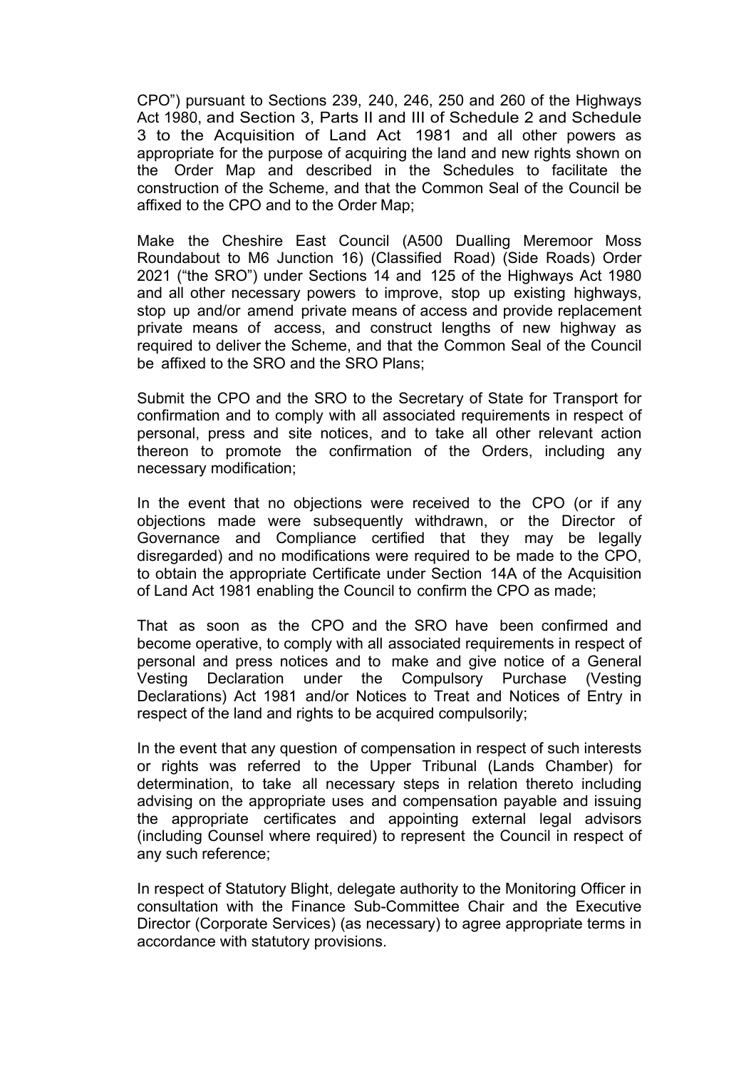CPO") pursuant to Sections 239, 240, 246, 250 and 260 of the Highways Act 1980, and Section 3, Parts II and III of Schedule 2 and Schedule 3 to the Acquisition of Land Act 1981 and all other powers as appropriate for the purpose of acquiring the land and new rights shown on the Order Map and described in the Schedules to facilitate the construction of the Scheme, and that the Common Seal of the Council be affixed to the CPO and to the Order Map;

Make the Cheshire East Council (A500 Dualling Meremoor Moss Roundabout to M6 Junction 16) (Classified Road) (Side Roads) Order 2021 ("the SRO") under Sections 14 and 125 of the Highways Act 1980 and all other necessary powers to improve, stop up existing highways, stop up and/or amend private means of access and provide replacement private means of access, and construct lengths of new highway as required to deliver the Scheme, and that the Common Seal of the Council be affixed to the SRO and the SRO Plans;

Submit the CPO and the SRO to the Secretary of State for Transport for confirmation and to comply with all associated requirements in respect of personal, press and site notices, and to take all other relevant action thereon to promote the confirmation of the Orders, including any necessary modification;

In the event that no objections were received to the CPO (or if any objections made were subsequently withdrawn, or the Director of Governance and Compliance certified that they may be legally disregarded) and no modifications were required to be made to the CPO, to obtain the appropriate Certificate under Section 14A of the Acquisition of Land Act 1981 enabling the Council to confirm the CPO as made;

That as soon as the CPO and the SRO have been confirmed and become operative, to comply with all associated requirements in respect of personal and press notices and to make and give notice of a General Vesting Declaration under the Compulsory Purchase (Vesting Declarations) Act 1981 and/or Notices to Treat and Notices of Entry in respect of the land and rights to be acquired compulsorily;

In the event that any question of compensation in respect of such interests or rights was referred to the Upper Tribunal (Lands Chamber) for determination, to take all necessary steps in relation thereto including advising on the appropriate uses and compensation payable and issuing the appropriate certificates and appointing external legal advisors (including Counsel where required) to represent the Council in respect of any such reference;

In respect of Statutory Blight, delegate authority to the Monitoring Officer in consultation with the Finance Sub-Committee Chair and the Executive Director (Corporate Services) (as necessary) to agree appropriate terms in accordance with statutory provisions.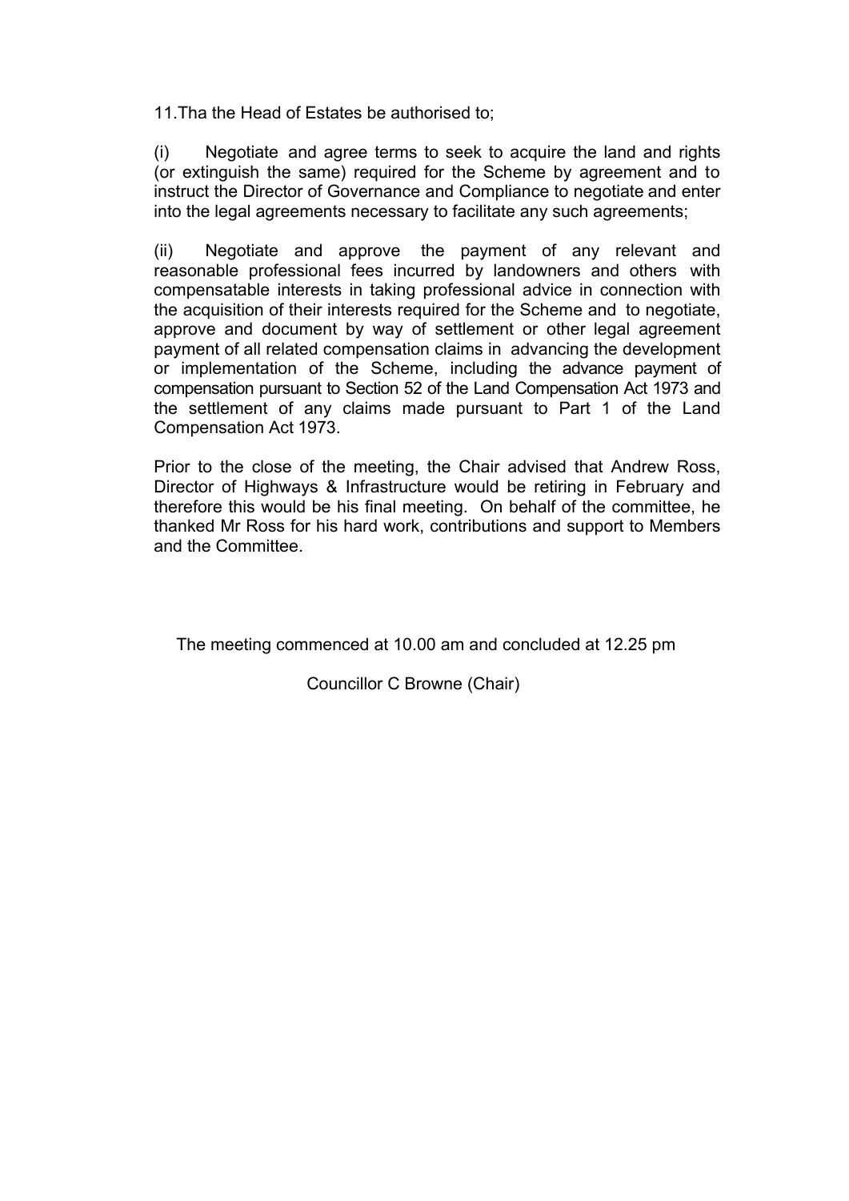11.Tha the Head of Estates be authorised to;

(i) Negotiate and agree terms to seek to acquire the land and rights (or extinguish the same) required for the Scheme by agreement and to instruct the Director of Governance and Compliance to negotiate and enter into the legal agreements necessary to facilitate any such agreements;

(ii) Negotiate and approve the payment of any relevant and reasonable professional fees incurred by landowners and others with compensatable interests in taking professional advice in connection with the acquisition of their interests required for the Scheme and to negotiate, approve and document by way of settlement or other legal agreement payment of all related compensation claims in advancing the development or implementation of the Scheme, including the advance payment of compensation pursuant to Section 52 of the Land Compensation Act 1973 and the settlement of any claims made pursuant to Part 1 of the Land Compensation Act 1973.

Prior to the close of the meeting, the Chair advised that Andrew Ross, Director of Highways & Infrastructure would be retiring in February and therefore this would be his final meeting. On behalf of the committee, he thanked Mr Ross for his hard work, contributions and support to Members and the Committee.

The meeting commenced at 10.00 am and concluded at 12.25 pm

Councillor C Browne (Chair)